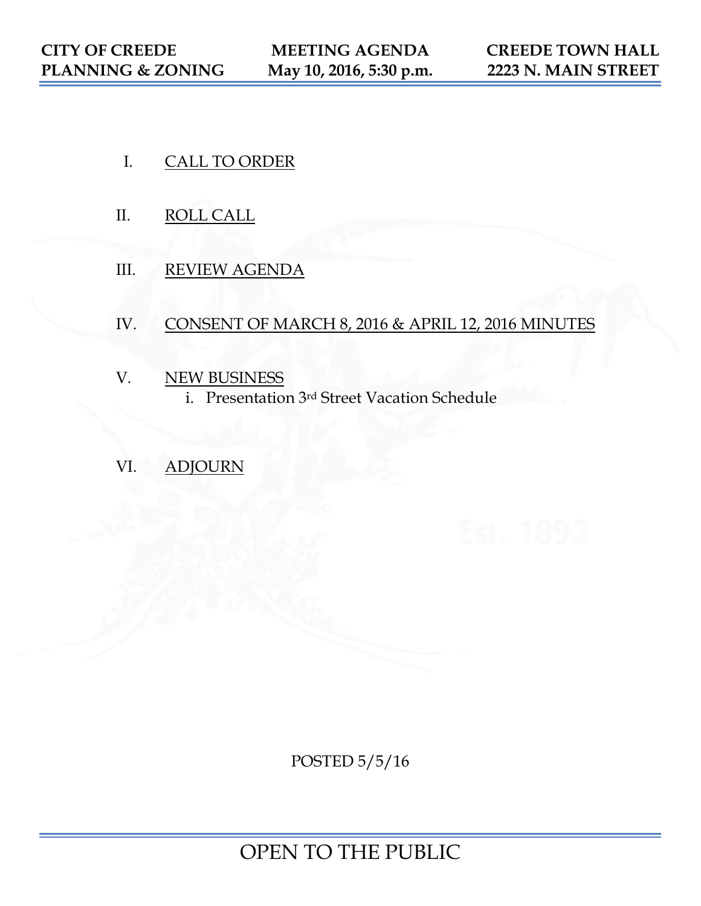**CITY OF CREEDE**
**PLANNING & ZONING**

**MEETING AGENDA**
**May 10, 2016, 5:30 p.m.**

**CREEDE TOWN HALL**
**2223 N. MAIN STREET**

I. CALL TO ORDER

II. ROLL CALL

III. REVIEW AGENDA

IV. CONSENT OF MARCH 8, 2016 & APRIL 12, 2016 MINUTES

V. NEW BUSINESS
   i. Presentation 3rd Street Vacation Schedule

VI. ADJOURN

POSTED 5/5/16

OPEN TO THE PUBLIC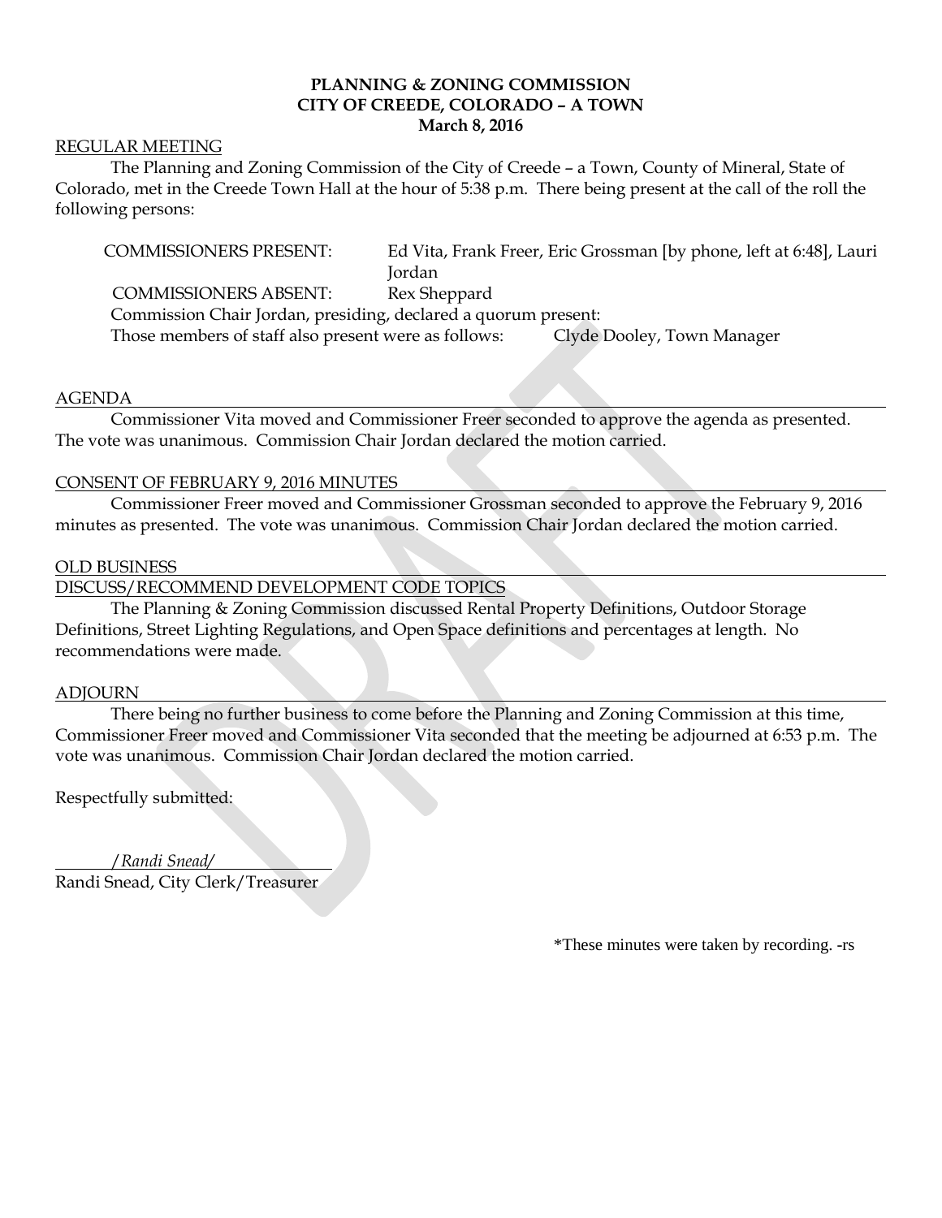**PLANNING & ZONING COMMISSION**
**CITY OF CREEDE, COLORADO – A TOWN**
**March 8, 2016**

REGULAR MEETING

The Planning and Zoning Commission of the City of Creede – a Town, County of Mineral, State of Colorado, met in the Creede Town Hall at the hour of 5:38 p.m. There being present at the call of the roll the following persons:

COMMISSIONERS PRESENT: Ed Vita, Frank Freer, Eric Grossman [by phone, left at 6:48], Lauri Jordan

COMMISSIONERS ABSENT: Rex Sheppard

Commission Chair Jordan, presiding, declared a quorum present:

Those members of staff also present were as follows: Clyde Dooley, Town Manager

AGENDA

Commissioner Vita moved and Commissioner Freer seconded to approve the agenda as presented. The vote was unanimous. Commission Chair Jordan declared the motion carried.

CONSENT OF FEBRUARY 9, 2016 MINUTES

Commissioner Freer moved and Commissioner Grossman seconded to approve the February 9, 2016 minutes as presented. The vote was unanimous. Commission Chair Jordan declared the motion carried.

OLD BUSINESS

DISCUSS/RECOMMEND DEVELOPMENT CODE TOPICS

The Planning & Zoning Commission discussed Rental Property Definitions, Outdoor Storage Definitions, Street Lighting Regulations, and Open Space definitions and percentages at length. No recommendations were made.

ADJOURN

There being no further business to come before the Planning and Zoning Commission at this time, Commissioner Freer moved and Commissioner Vita seconded that the meeting be adjourned at 6:53 p.m. The vote was unanimous. Commission Chair Jordan declared the motion carried.

Respectfully submitted:

*/Randi Snead/*

Randi Snead, City Clerk/Treasurer

*These minutes were taken by recording. -rs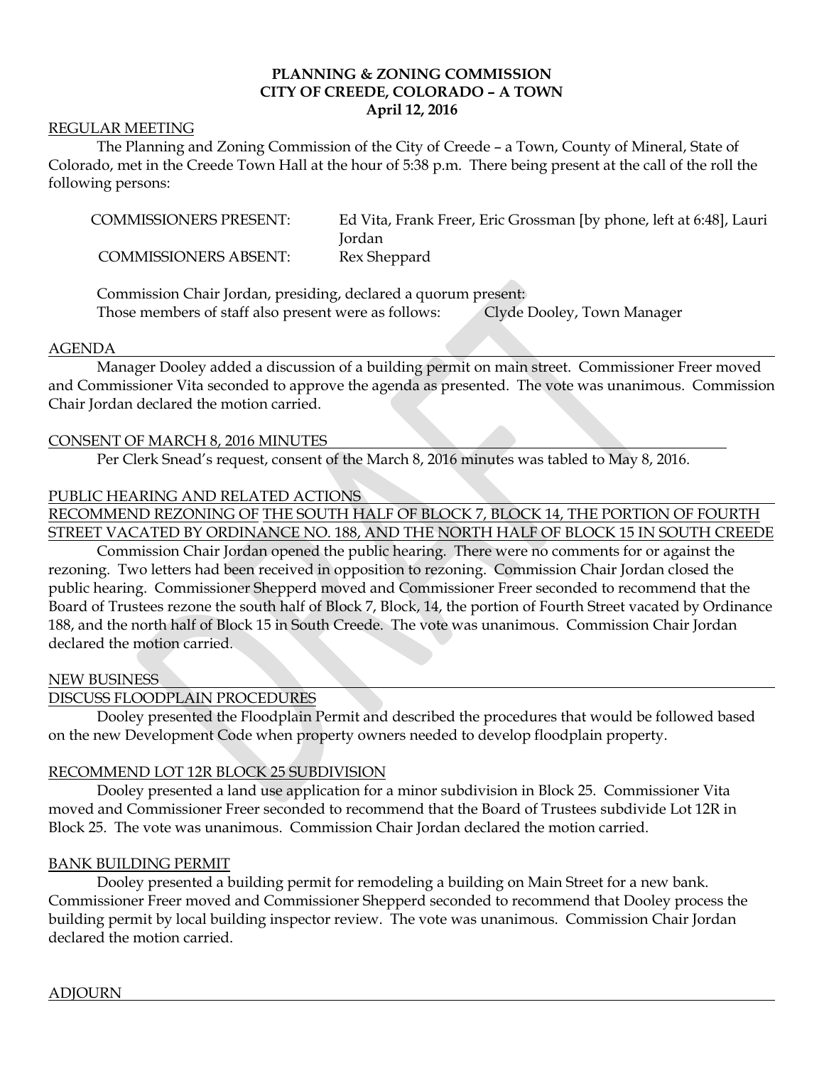**PLANNING & ZONING COMMISSION**
**CITY OF CREEDE, COLORADO – A TOWN**
**April 12, 2016**

REGULAR MEETING

The Planning and Zoning Commission of the City of Creede – a Town, County of Mineral, State of Colorado, met in the Creede Town Hall at the hour of 5:38 p.m. There being present at the call of the roll the following persons:

| | |
|---|---|
| COMMISSIONERS PRESENT: | Ed Vita, Frank Freer, Eric Grossman [by phone, left at 6:48], Lauri Jordan |
| COMMISSIONERS ABSENT: | Rex Sheppard |

Commission Chair Jordan, presiding, declared a quorum present:
Those members of staff also present were as follows: Clyde Dooley, Town Manager

AGENDA

Manager Dooley added a discussion of a building permit on main street. Commissioner Freer moved and Commissioner Vita seconded to approve the agenda as presented. The vote was unanimous. Commission Chair Jordan declared the motion carried.

CONSENT OF MARCH 8, 2016 MINUTES

Per Clerk Snead's request, consent of the March 8, 2016 minutes was tabled to May 8, 2016.

PUBLIC HEARING AND RELATED ACTIONS

RECOMMEND REZONING OF THE SOUTH HALF OF BLOCK 7, BLOCK 14, THE PORTION OF FOURTH STREET VACATED BY ORDINANCE NO. 188, AND THE NORTH HALF OF BLOCK 15 IN SOUTH CREEDE

Commission Chair Jordan opened the public hearing. There were no comments for or against the rezoning. Two letters had been received in opposition to rezoning. Commission Chair Jordan closed the public hearing. Commissioner Shepperd moved and Commissioner Freer seconded to recommend that the Board of Trustees rezone the south half of Block 7, Block, 14, the portion of Fourth Street vacated by Ordinance 188, and the north half of Block 15 in South Creede. The vote was unanimous. Commission Chair Jordan declared the motion carried.

NEW BUSINESS

DISCUSS FLOODPLAIN PROCEDURES

Dooley presented the Floodplain Permit and described the procedures that would be followed based on the new Development Code when property owners needed to develop floodplain property.

RECOMMEND LOT 12R BLOCK 25 SUBDIVISION

Dooley presented a land use application for a minor subdivision in Block 25. Commissioner Vita moved and Commissioner Freer seconded to recommend that the Board of Trustees subdivide Lot 12R in Block 25. The vote was unanimous. Commission Chair Jordan declared the motion carried.

BANK BUILDING PERMIT

Dooley presented a building permit for remodeling a building on Main Street for a new bank. Commissioner Freer moved and Commissioner Shepperd seconded to recommend that Dooley process the building permit by local building inspector review. The vote was unanimous. Commission Chair Jordan declared the motion carried.

ADJOURN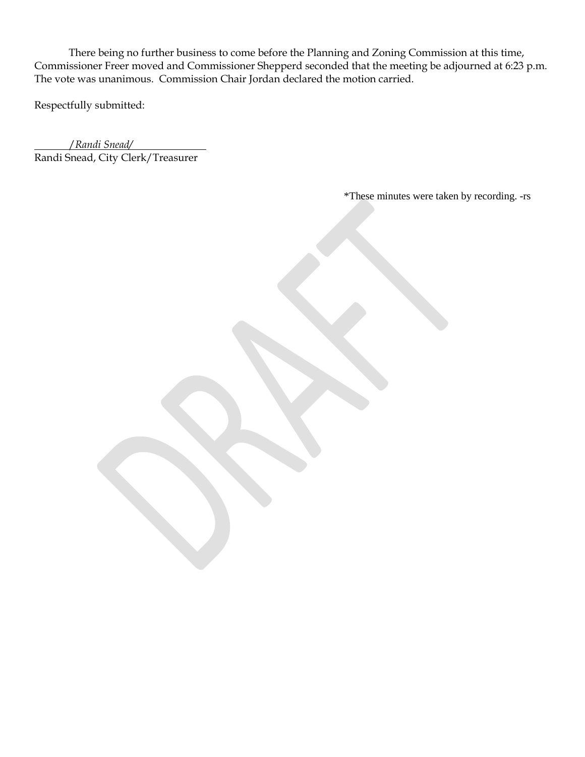There being no further business to come before the Planning and Zoning Commission at this time, Commissioner Freer moved and Commissioner Shepperd seconded that the meeting be adjourned at 6:23 p.m. The vote was unanimous. Commission Chair Jordan declared the motion carried.

Respectfully submitted:

*/Randi Snead/*
Randi Snead, City Clerk/Treasurer

*These minutes were taken by recording. -rs

DRAFT